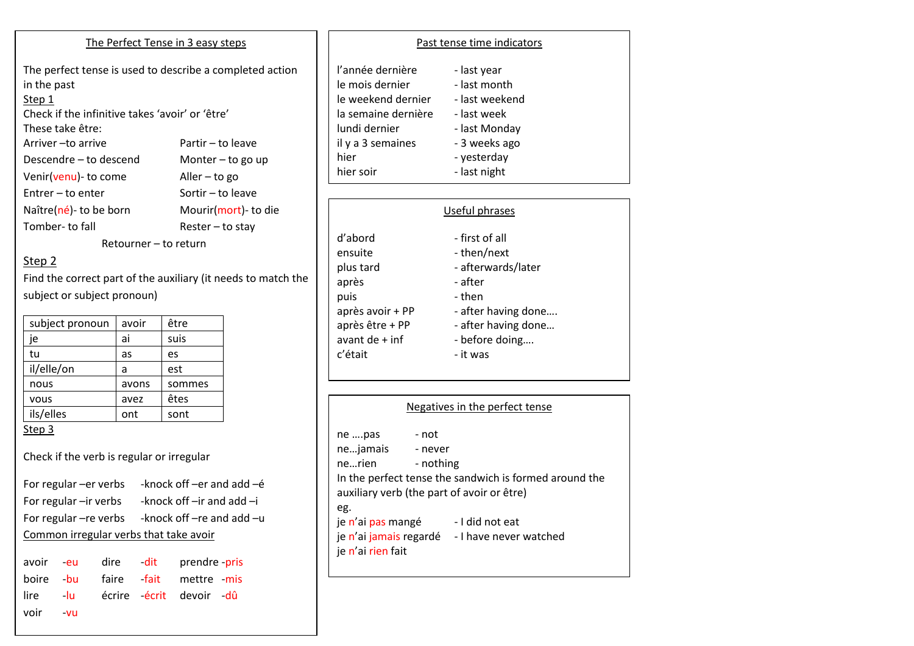## The Perfect Tense in 3 easy steps

The perfect tense is used to describe a completed action in the past

Step 1

Check if the infinitive takes 'avoir' or 'être'

These take être:

| | |
|---|---|
| Arriver –to arrive | Partir – to leave |
| Descendre – to descend | Monter – to go up |
| Venir(venu)- to come | Aller – to go |
| Entrer – to enter | Sortir – to leave |
| Naître(né)- to be born | Mourir(mort)- to die |
| Tomber- to fall | Rester – to stay |

Retourner – to return

Step 2

Find the correct part of the auxiliary (it needs to match the subject or subject pronoun)

| subject pronoun | avoir | être |
|---|---|---|
| je | ai | suis |
| tu | as | es |
| il/elle/on | a | est |
| nous | avons | sommes |
| vous | avez | êtes |
| ils/elles | ont | sont |

Step 3

Check if the verb is regular or irregular

For regular –er verbs -knock off –er and add –é

For regular –ir verbs -knock off –ir and add –i

For regular –re verbs -knock off –re and add –u

Common irregular verbs that take avoir

| | | |
|---|---|---|
| avoir -eu | dire -dit | prendre -pris |
| boire -bu | faire -fait | mettre -mis |
| lire -lu | écrire -écrit | devoir -dû |
| voir -vu | | |

## Past tense time indicators

| | |
|---|---|
| l'année dernière | - last year |
| le mois dernier | - last month |
| le weekend dernier | - last weekend |
| la semaine dernière | - last week |
| lundi dernier | - last Monday |
| il y a 3 semaines | - 3 weeks ago |
| hier | - yesterday |
| hier soir | - last night |

## Useful phrases

| | |
|---|---|
| d'abord | - first of all |
| ensuite | - then/next |
| plus tard | - afterwards/later |
| après | - after |
| puis | - then |
| après avoir + PP | - after having done…. |
| après être + PP | - after having done… |
| avant de + inf | - before doing…. |
| c'était | - it was |

## Negatives in the perfect tense

| | |
|---|---|
| ne ….pas | - not |
| ne…jamais | - never |
| ne…rien | - nothing |

In the perfect tense the sandwich is formed around the auxiliary verb (the part of avoir or être)

eg.

je n'ai pas mangé - I did not eat

je n'ai jamais regardé - I have never watched

je n'ai rien fait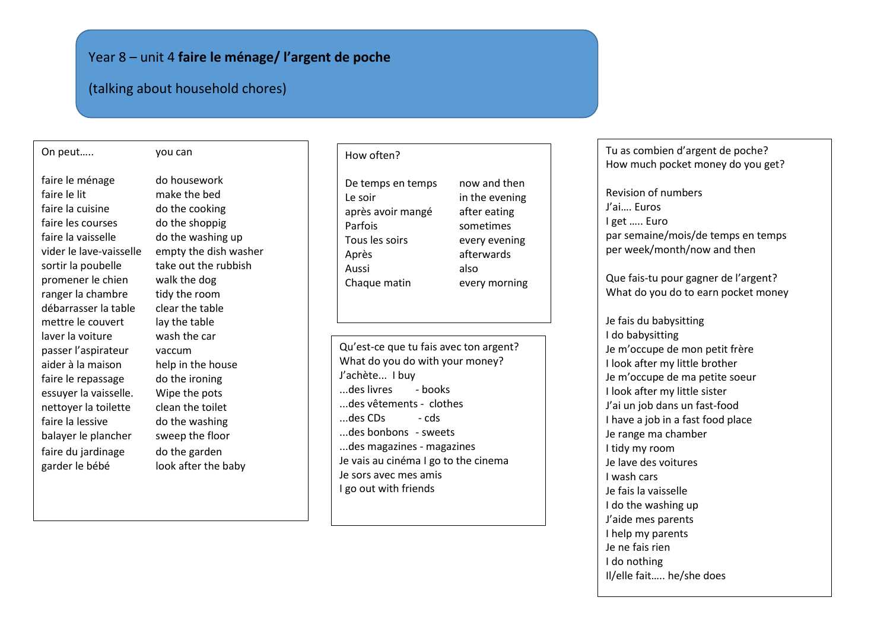# Year 8 – unit 4 **faire le ménage/ l'argent de poche**

(talking about household chores)

| On peut….. | you can |
|---|---|
| faire le ménage | do housework |
| faire le lit | make the bed |
| faire la cuisine | do the cooking |
| faire les courses | do the shoppig |
| faire la vaisselle | do the washing up |
| vider le lave-vaisselle | empty the dish washer |
| sortir la poubelle | take out the rubbish |
| promener le chien | walk the dog |
| ranger la chambre | tidy the room |
| débarrasser la table | clear the table |
| mettre le couvert | lay the table |
| laver la voiture | wash the car |
| passer l'aspirateur | vaccum |
| aider à la maison | help in the house |
| faire le repassage | do the ironing |
| essuyer la vaisselle. | Wipe the pots |
| nettoyer la toilette | clean the toilet |
| faire la lessive | do the washing |
| balayer le plancher | sweep the floor |
| faire du jardinage | do the garden |
| garder le bébé | look after the baby |

How often?

| De temps en temps | now and then |
|---|---|
| Le soir | in the evening |
| après avoir mangé | after eating |
| Parfois | sometimes |
| Tous les soirs | every evening |
| Après | afterwards |
| Aussi | also |
| Chaque matin | every morning |

Qu'est-ce que tu fais avec ton argent?
What do you do with your money?
J'achète... I buy
...des livres - books
...des vêtements - clothes
...des CDs - cds
...des bonbons - sweets
...des magazines - magazines
Je vais au cinéma I go to the cinema
Je sors avec mes amis
I go out with friends

Tu as combien d'argent de poche?
How much pocket money do you get?

Revision of numbers
J'ai…. Euros
I get ….. Euro
par semaine/mois/de temps en temps
per week/month/now and then

Que fais-tu pour gagner de l'argent?
What do you do to earn pocket money

Je fais du babysitting
I do babysitting
Je m'occupe de mon petit frère
I look after my little brother
Je m'occupe de ma petite soeur
I look after my little sister
J'ai un job dans un fast-food
I have a job in a fast food place
Je range ma chamber
I tidy my room
Je lave des voitures
I wash cars
Je fais la vaisselle
I do the washing up
J'aide mes parents
I help my parents
Je ne fais rien
I do nothing
Il/elle fait….. he/she does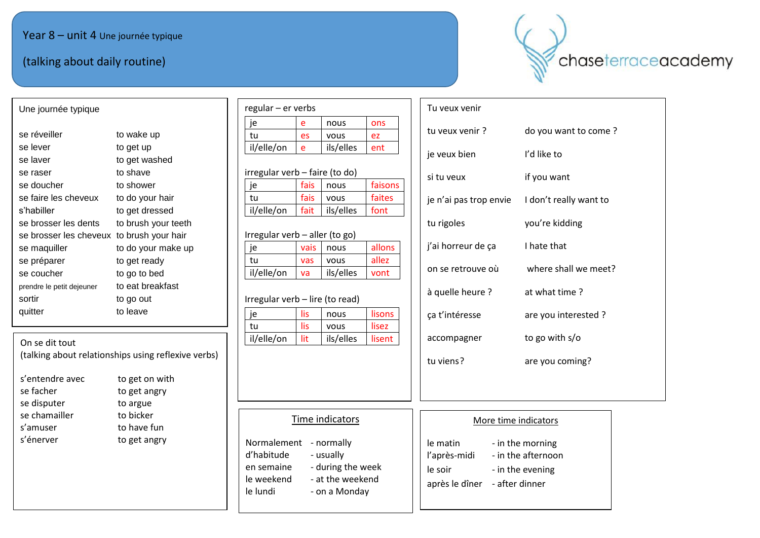# Year 8 – unit 4 Une journée typique

(talking about daily routine)

chaseterraceacademy

## Une journée typique

| | |
|---|---|
| se réveiller | to wake up |
| se lever | to get up |
| se laver | to get washed |
| se raser | to shave |
| se doucher | to shower |
| se faire les cheveux | to do your hair |
| s'habiller | to get dressed |
| se brosser les dents | to brush your teeth |
| se brosser les cheveux | to brush your hair |
| se maquiller | to do your make up |
| se préparer | to get ready |
| se coucher | to go to bed |
| prendre le petit dejeuner | to eat breakfast |
| sortir | to go out |
| quitter | to leave |

## On se dit tout

(talking about relationships using reflexive verbs)

| | |
|---|---|
| s'entendre avec | to get on with |
| se facher | to get angry |
| se disputer | to argue |
| se chamailler | to bicker |
| s'amuser | to have fun |
| s'énerver | to get angry |

## regular – er verbs

| | | | |
|---|---|---|---|
| je | e | nous | ons |
| tu | es | vous | ez |
| il/elle/on | e | ils/elles | ent |

## irregular verb – faire (to do)

| | | | |
|---|---|---|---|
| je | fais | nous | faisons |
| tu | fais | vous | faites |
| il/elle/on | fait | ils/elles | font |

## Irregular verb – aller (to go)

| | | | |
|---|---|---|---|
| je | vais | nous | allons |
| tu | vas | vous | allez |
| il/elle/on | va | ils/elles | vont |

## Irregular verb – lire (to read)

| | | | |
|---|---|---|---|
| je | lis | nous | lisons |
| tu | lis | vous | lisez |
| il/elle/on | lit | ils/elles | lisent |

## Time indicators

| | |
|---|---|
| Normalement | - normally |
| d'habitude | - usually |
| en semaine | - during the week |
| le weekend | - at the weekend |
| le lundi | - on a Monday |

## Tu veux venir

| | |
|---|---|
| tu veux venir ? | do you want to come ? |
| je veux bien | I'd like to |
| si tu veux | if you want |
| je n'ai pas trop envie | I don't really want to |
| tu rigoles | you're kidding |
| j'ai horreur de ça | I hate that |
| on se retrouve où | where shall we meet? |
| à quelle heure ? | at what time ? |
| ça t'intéresse | are you interested ? |
| accompagner | to go with s/o |
| tu viens ? | are you coming? |

## More time indicators

| | |
|---|---|
| le matin | - in the morning |
| l'après-midi | - in the afternoon |
| le soir | - in the evening |
| après le dîner | - after dinner |